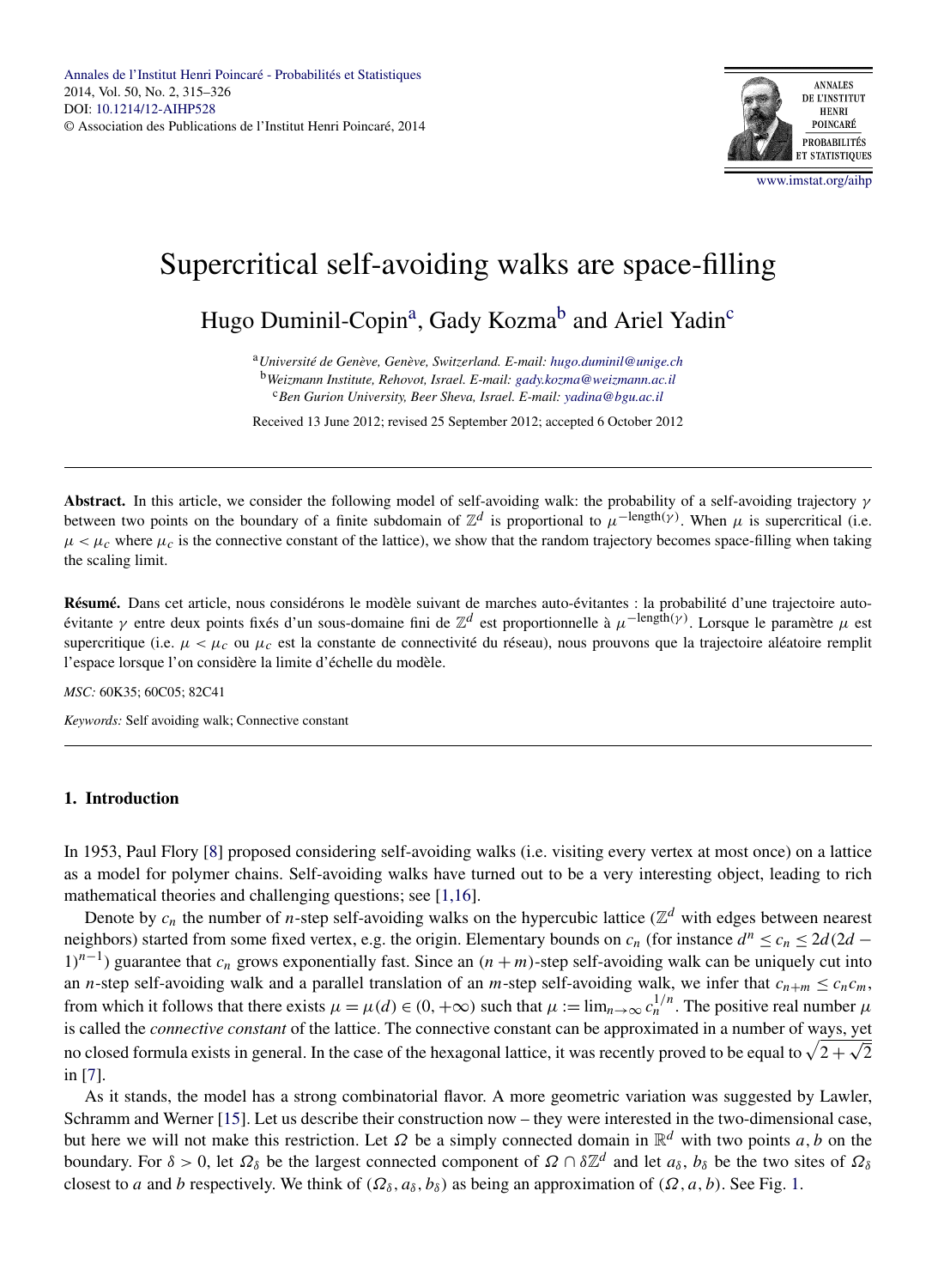# Supercritical self-avoiding walks are space-filling

Hugo Duminil-Copin[a], Gady Kozma[b] and Ariel Yadin[c]

[a]*Université de Genève, Genève, Switzerland. E-mail: hugo.duminil@unige.ch*
[b]*Weizmann Institute, Rehovot, Israel. E-mail: gady.kozma@weizmann.ac.il*
[c]*Ben Gurion University, Beer Sheva, Israel. E-mail: yadina@bgu.ac.il*

Received 13 June 2012; revised 25 September 2012; accepted 6 October 2012

---

**Abstract.** In this article, we consider the following model of self-avoiding walk: the probability of a self-avoiding trajectory $\gamma$ between two points on the boundary of a finite subdomain of $\mathbb{Z}^d$ is proportional to $\mu^{-\text{length}(\gamma)}$. When $\mu$ is supercritical (i.e. $\mu < \mu_c$ where $\mu_c$ is the connective constant of the lattice), we show that the random trajectory becomes space-filling when taking the scaling limit.

**Résumé.** Dans cet article, nous considérons le modèle suivant de marches auto-évitantes : la probabilité d'une trajectoire auto-évitante $\gamma$ entre deux points fixés d'un sous-domaine fini de $\mathbb{Z}^d$ est proportionnelle à $\mu^{-\text{length}(\gamma)}$. Lorsque le paramètre $\mu$ est supercritique (i.e. $\mu < \mu_c$ ou $\mu_c$ est la constante de connectivité du réseau), nous prouvons que la trajectoire aléatoire remplit l'espace lorsque l'on considère la limite d'échelle du modèle.

*MSC:* 60K35; 60C05; 82C41

*Keywords:* Self avoiding walk; Connective constant

---

## 1. Introduction

In 1953, Paul Flory [8] proposed considering self-avoiding walks (i.e. visiting every vertex at most once) on a lattice as a model for polymer chains. Self-avoiding walks have turned out to be a very interesting object, leading to rich mathematical theories and challenging questions; see [1,16].

Denote by $c_n$ the number of $n$-step self-avoiding walks on the hypercubic lattice ($\mathbb{Z}^d$ with edges between nearest neighbors) started from some fixed vertex, e.g. the origin. Elementary bounds on $c_n$ (for instance $d^n \le c_n \le 2d(2d-1)^{n-1}$) guarantee that $c_n$ grows exponentially fast. Since an $(n+m)$-step self-avoiding walk can be uniquely cut into an $n$-step self-avoiding walk and a parallel translation of an $m$-step self-avoiding walk, we infer that $c_{n+m} \le c_n c_m$, from which it follows that there exists $\mu = \mu(d) \in (0, +\infty)$ such that $\mu := \lim_{n\to\infty} c_n^{1/n}$. The positive real number $\mu$ is called the *connective constant* of the lattice. The connective constant can be approximated in a number of ways, yet no closed formula exists in general. In the case of the hexagonal lattice, it was recently proved to be equal to $\sqrt{2+\sqrt{2}}$ in [7].

As it stands, the model has a strong combinatorial flavor. A more geometric variation was suggested by Lawler, Schramm and Werner [15]. Let us describe their construction now – they were interested in the two-dimensional case, but here we will not make this restriction. Let $\Omega$ be a simply connected domain in $\mathbb{R}^d$ with two points $a, b$ on the boundary. For $\delta > 0$, let $\Omega_\delta$ be the largest connected component of $\Omega \cap \delta\mathbb{Z}^d$ and let $a_\delta$, $b_\delta$ be the two sites of $\Omega_\delta$ closest to $a$ and $b$ respectively. We think of $(\Omega_\delta, a_\delta, b_\delta)$ as being an approximation of $(\Omega, a, b)$. See Fig. 1.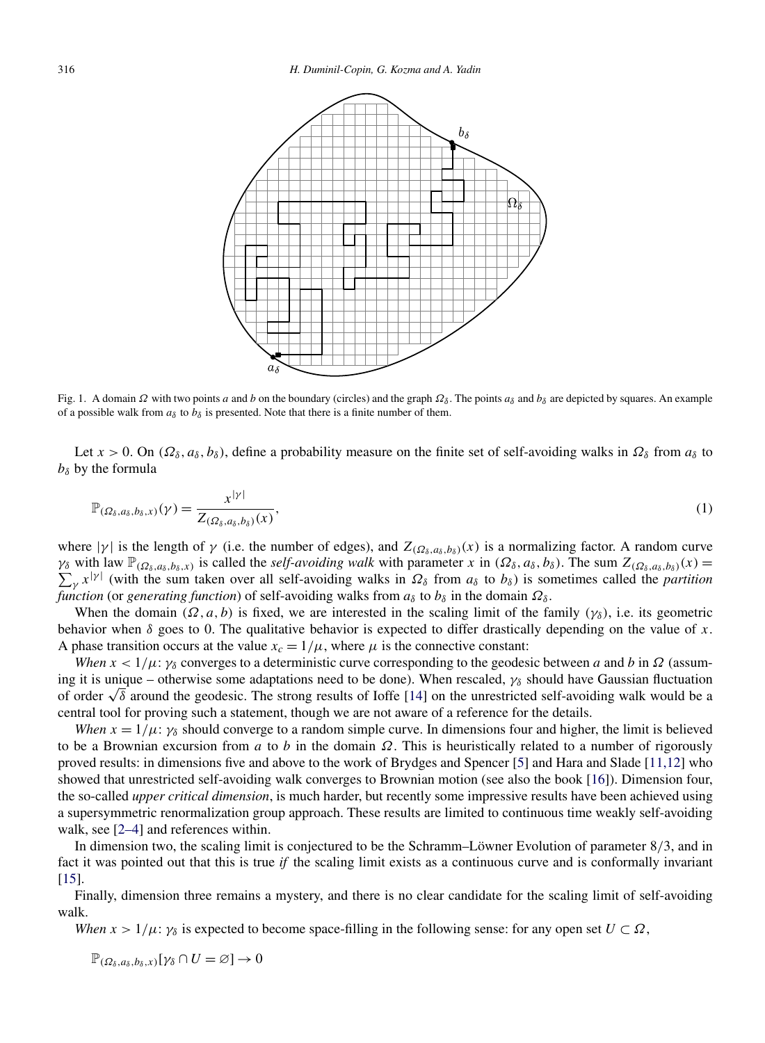Fig. 1. A domain $\Omega$ with two points $a$ and $b$ on the boundary (circles) and the graph $\Omega_\delta$. The points $a_\delta$ and $b_\delta$ are depicted by squares. An example of a possible walk from $a_\delta$ to $b_\delta$ is presented. Note that there is a finite number of them.

Let $x > 0$. On $(\Omega_\delta, a_\delta, b_\delta)$, define a probability measure on the finite set of self-avoiding walks in $\Omega_\delta$ from $a_\delta$ to $b_\delta$ by the formula

$$\mathbb{P}_{(\Omega_\delta, a_\delta, b_\delta, x)}(\gamma) = \frac{x^{|\gamma|}}{Z_{(\Omega_\delta, a_\delta, b_\delta)}(x)}, \tag{1}$$

where $|\gamma|$ is the length of $\gamma$ (i.e. the number of edges), and $Z_{(\Omega_\delta, a_\delta, b_\delta)}(x)$ is a normalizing factor. A random curve $\gamma_\delta$ with law $\mathbb{P}_{(\Omega_\delta, a_\delta, b_\delta, x)}$ is called the *self-avoiding walk* with parameter $x$ in $(\Omega_\delta, a_\delta, b_\delta)$. The sum $Z_{(\Omega_\delta, a_\delta, b_\delta)}(x) = \sum_\gamma x^{|\gamma|}$ (with the sum taken over all self-avoiding walks in $\Omega_\delta$ from $a_\delta$ to $b_\delta$) is sometimes called the *partition function* (or *generating function*) of self-avoiding walks from $a_\delta$ to $b_\delta$ in the domain $\Omega_\delta$.

When the domain $(\Omega, a, b)$ is fixed, we are interested in the scaling limit of the family $(\gamma_\delta)$, i.e. its geometric behavior when $\delta$ goes to 0. The qualitative behavior is expected to differ drastically depending on the value of $x$. A phase transition occurs at the value $x_c = 1/\mu$, where $\mu$ is the connective constant:

*When* $x < 1/\mu$: $\gamma_\delta$ converges to a deterministic curve corresponding to the geodesic between $a$ and $b$ in $\Omega$ (assuming it is unique – otherwise some adaptations need to be done). When rescaled, $\gamma_\delta$ should have Gaussian fluctuation of order $\sqrt{\delta}$ around the geodesic. The strong results of Ioffe [14] on the unrestricted self-avoiding walk would be a central tool for proving such a statement, though we are not aware of a reference for the details.

*When* $x = 1/\mu$: $\gamma_\delta$ should converge to a random simple curve. In dimensions four and higher, the limit is believed to be a Brownian excursion from $a$ to $b$ in the domain $\Omega$. This is heuristically related to a number of rigorously proved results: in dimensions five and above to the work of Brydges and Spencer [5] and Hara and Slade [11,12] who showed that unrestricted self-avoiding walk converges to Brownian motion (see also the book [16]). Dimension four, the so-called *upper critical dimension*, is much harder, but recently some impressive results have been achieved using a supersymmetric renormalization group approach. These results are limited to continuous time weakly self-avoiding walk, see [2–4] and references within.

In dimension two, the scaling limit is conjectured to be the Schramm–Löwner Evolution of parameter $8/3$, and in fact it was pointed out that this is true *if* the scaling limit exists as a continuous curve and is conformally invariant [15].

Finally, dimension three remains a mystery, and there is no clear candidate for the scaling limit of self-avoiding walk.

*When* $x > 1/\mu$: $\gamma_\delta$ is expected to become space-filling in the following sense: for any open set $U \subset \Omega$,

$$\mathbb{P}_{(\Omega_\delta, a_\delta, b_\delta, x)}[\gamma_\delta \cap U = \varnothing] \to 0$$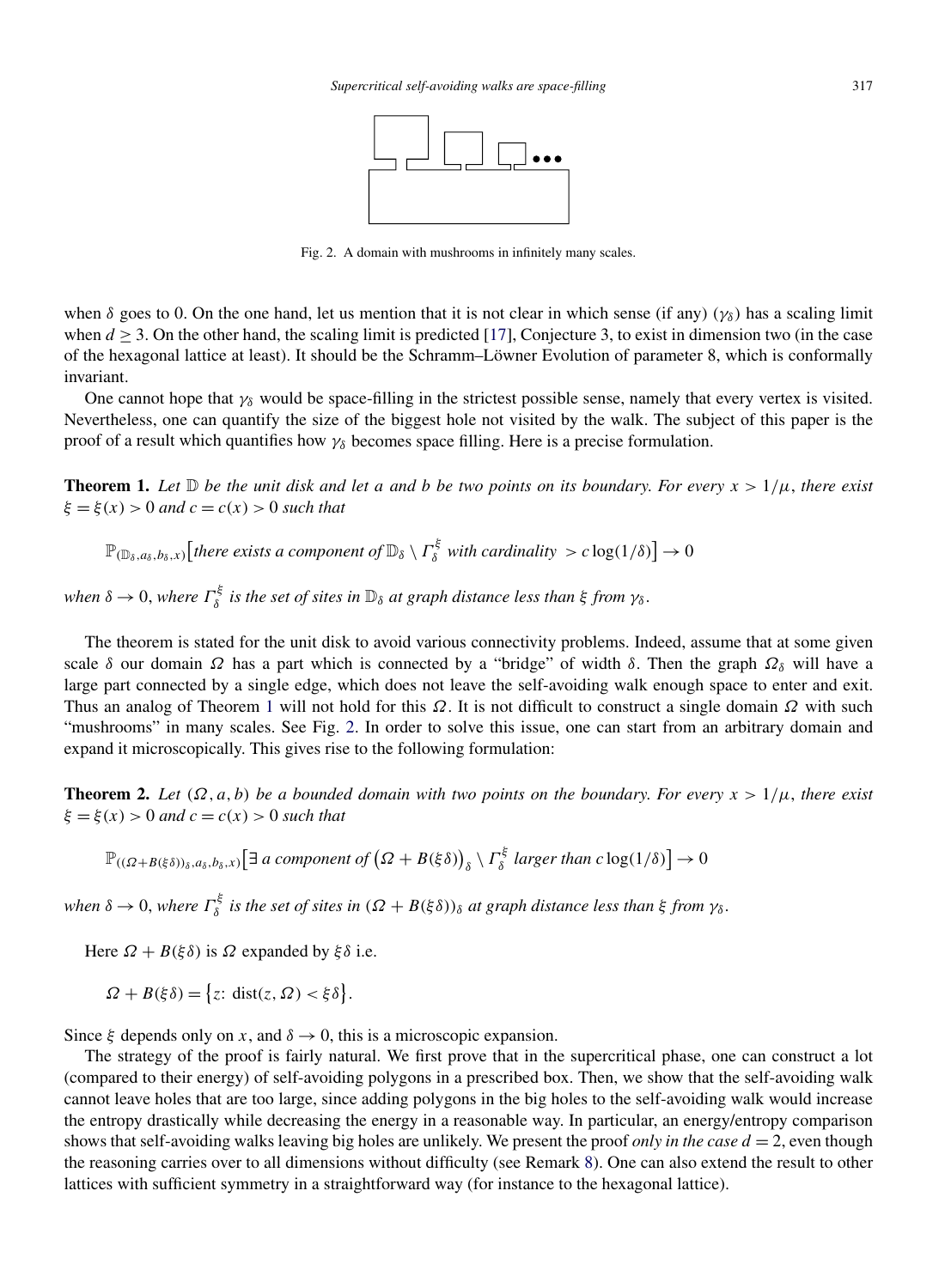Fig. 2. A domain with mushrooms in infinitely many scales.

when $\delta$ goes to 0. On the one hand, let us mention that it is not clear in which sense (if any) $(\gamma_\delta)$ has a scaling limit when $d \geq 3$. On the other hand, the scaling limit is predicted [17], Conjecture 3, to exist in dimension two (in the case of the hexagonal lattice at least). It should be the Schramm–Löwner Evolution of parameter 8, which is conformally invariant.

One cannot hope that $\gamma_\delta$ would be space-filling in the strictest possible sense, namely that every vertex is visited. Nevertheless, one can quantify the size of the biggest hole not visited by the walk. The subject of this paper is the proof of a result which quantifies how $\gamma_\delta$ becomes space filling. Here is a precise formulation.

**Theorem 1.** *Let $\mathbb{D}$ be the unit disk and let $a$ and $b$ be two points on its boundary. For every $x > 1/\mu$, there exist $\xi = \xi(x) > 0$ and $c = c(x) > 0$ such that*

$$\mathbb{P}_{(\mathbb{D}_\delta, a_\delta, b_\delta, x)}\big[\text{there exists a component of } \mathbb{D}_\delta \setminus \Gamma_\delta^\xi \text{ with cardinality } > c\log(1/\delta)\big] \to 0$$

*when $\delta \to 0$, where $\Gamma_\delta^\xi$ is the set of sites in $\mathbb{D}_\delta$ at graph distance less than $\xi$ from $\gamma_\delta$.*

The theorem is stated for the unit disk to avoid various connectivity problems. Indeed, assume that at some given scale $\delta$ our domain $\Omega$ has a part which is connected by a "bridge" of width $\delta$. Then the graph $\Omega_\delta$ will have a large part connected by a single edge, which does not leave the self-avoiding walk enough space to enter and exit. Thus an analog of Theorem 1 will not hold for this $\Omega$. It is not difficult to construct a single domain $\Omega$ with such "mushrooms" in many scales. See Fig. 2. In order to solve this issue, one can start from an arbitrary domain and expand it microscopically. This gives rise to the following formulation:

**Theorem 2.** *Let $(\Omega, a, b)$ be a bounded domain with two points on the boundary. For every $x > 1/\mu$, there exist $\xi = \xi(x) > 0$ and $c = c(x) > 0$ such that*

$$\mathbb{P}_{((\Omega + B(\xi\delta))_\delta, a_\delta, b_\delta, x)}\big[\exists \text{ a component of } \big(\Omega + B(\xi\delta)\big)_\delta \setminus \Gamma_\delta^\xi \text{ larger than } c\log(1/\delta)\big] \to 0$$

*when $\delta \to 0$, where $\Gamma_\delta^\xi$ is the set of sites in $(\Omega + B(\xi\delta))_\delta$ at graph distance less than $\xi$ from $\gamma_\delta$.*

Here $\Omega + B(\xi\delta)$ is $\Omega$ expanded by $\xi\delta$ i.e.

$$\Omega + B(\xi\delta) = \big\{z\colon \operatorname{dist}(z, \Omega) < \xi\delta\big\}.$$

Since $\xi$ depends only on $x$, and $\delta \to 0$, this is a microscopic expansion.

The strategy of the proof is fairly natural. We first prove that in the supercritical phase, one can construct a lot (compared to their energy) of self-avoiding polygons in a prescribed box. Then, we show that the self-avoiding walk cannot leave holes that are too large, since adding polygons in the big holes to the self-avoiding walk would increase the entropy drastically while decreasing the energy in a reasonable way. In particular, an energy/entropy comparison shows that self-avoiding walks leaving big holes are unlikely. We present the proof *only in the case $d = 2$*, even though the reasoning carries over to all dimensions without difficulty (see Remark 8). One can also extend the result to other lattices with sufficient symmetry in a straightforward way (for instance to the hexagonal lattice).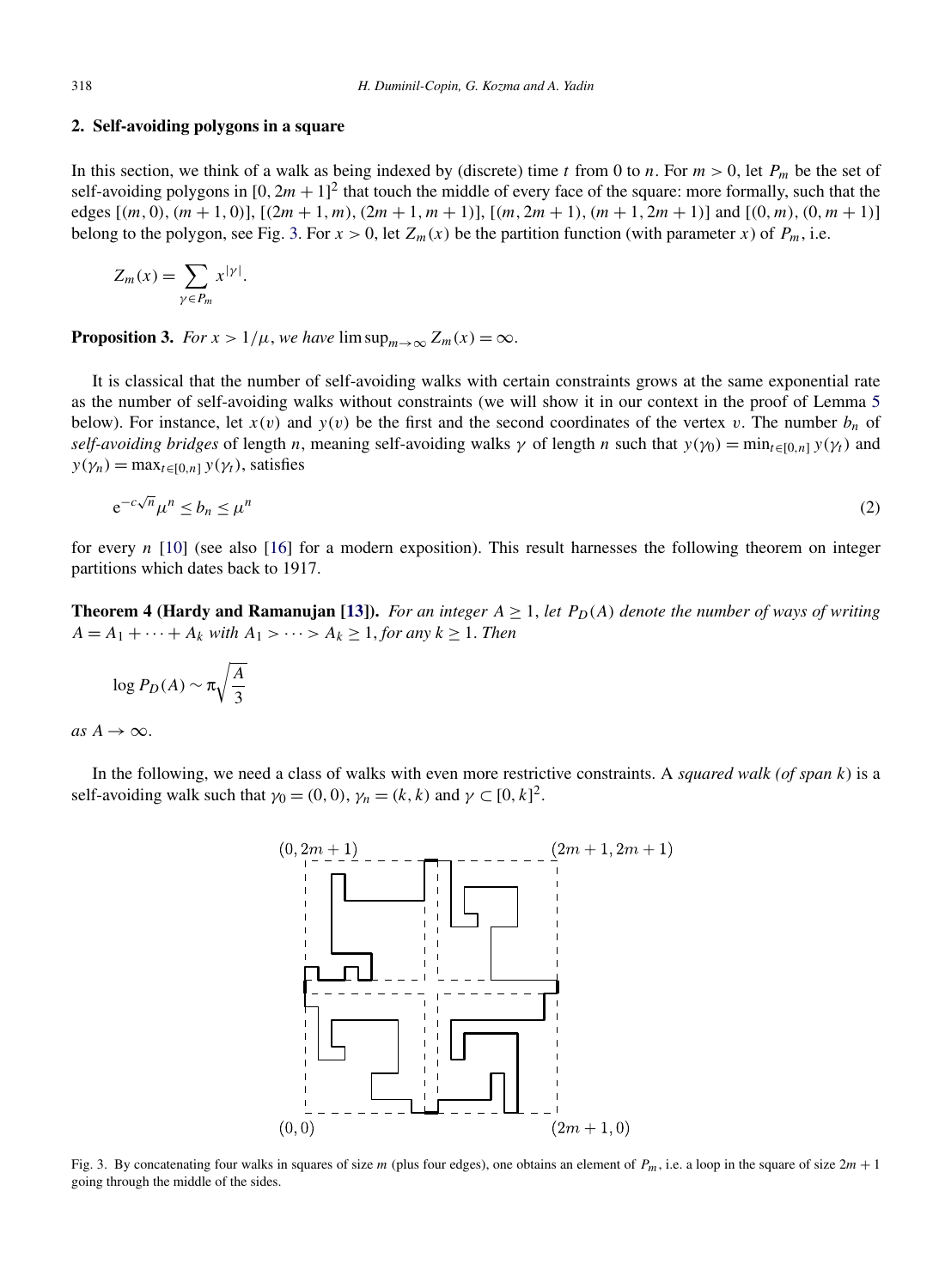## 2. Self-avoiding polygons in a square

In this section, we think of a walk as being indexed by (discrete) time $t$ from 0 to $n$. For $m > 0$, let $P_m$ be the set of self-avoiding polygons in $[0, 2m+1]^2$ that touch the middle of every face of the square: more formally, such that the edges $[(m, 0), (m+1, 0)]$, $[(2m+1, m), (2m+1, m+1)]$, $[(m, 2m+1), (m+1, 2m+1)]$ and $[(0, m), (0, m+1)]$ belong to the polygon, see Fig. 3. For $x > 0$, let $Z_m(x)$ be the partition function (with parameter $x$) of $P_m$, i.e.

$$Z_m(x) = \sum_{\gamma \in P_m} x^{|\gamma|}.$$

**Proposition 3.** *For $x > 1/\mu$, we have $\limsup_{m\to\infty} Z_m(x) = \infty$.*

It is classical that the number of self-avoiding walks with certain constraints grows at the same exponential rate as the number of self-avoiding walks without constraints (we will show it in our context in the proof of Lemma 5 below). For instance, let $x(v)$ and $y(v)$ be the first and the second coordinates of the vertex $v$. The number $b_n$ of *self-avoiding bridges* of length $n$, meaning self-avoiding walks $\gamma$ of length $n$ such that $y(\gamma_0) = \min_{t\in[0,n]} y(\gamma_t)$ and $y(\gamma_n) = \max_{t\in[0,n]} y(\gamma_t)$, satisfies

$$e^{-c\sqrt{n}}\mu^n \le b_n \le \mu^n \tag{2}$$

for every $n$ [10] (see also [16] for a modern exposition). This result harnesses the following theorem on integer partitions which dates back to 1917.

**Theorem 4 (Hardy and Ramanujan [13]).** *For an integer $A \ge 1$, let $P_D(A)$ denote the number of ways of writing $A = A_1 + \cdots + A_k$ with $A_1 > \cdots > A_k \ge 1$, for any $k \ge 1$. Then*

$$\log P_D(A) \sim \pi\sqrt{\frac{A}{3}}$$

*as $A \to \infty$.*

In the following, we need a class of walks with even more restrictive constraints. A *squared walk (of span $k$)* is a self-avoiding walk such that $\gamma_0 = (0, 0)$, $\gamma_n = (k, k)$ and $\gamma \subset [0, k]^2$.

Fig. 3. By concatenating four walks in squares of size $m$ (plus four edges), one obtains an element of $P_m$, i.e. a loop in the square of size $2m+1$ going through the middle of the sides.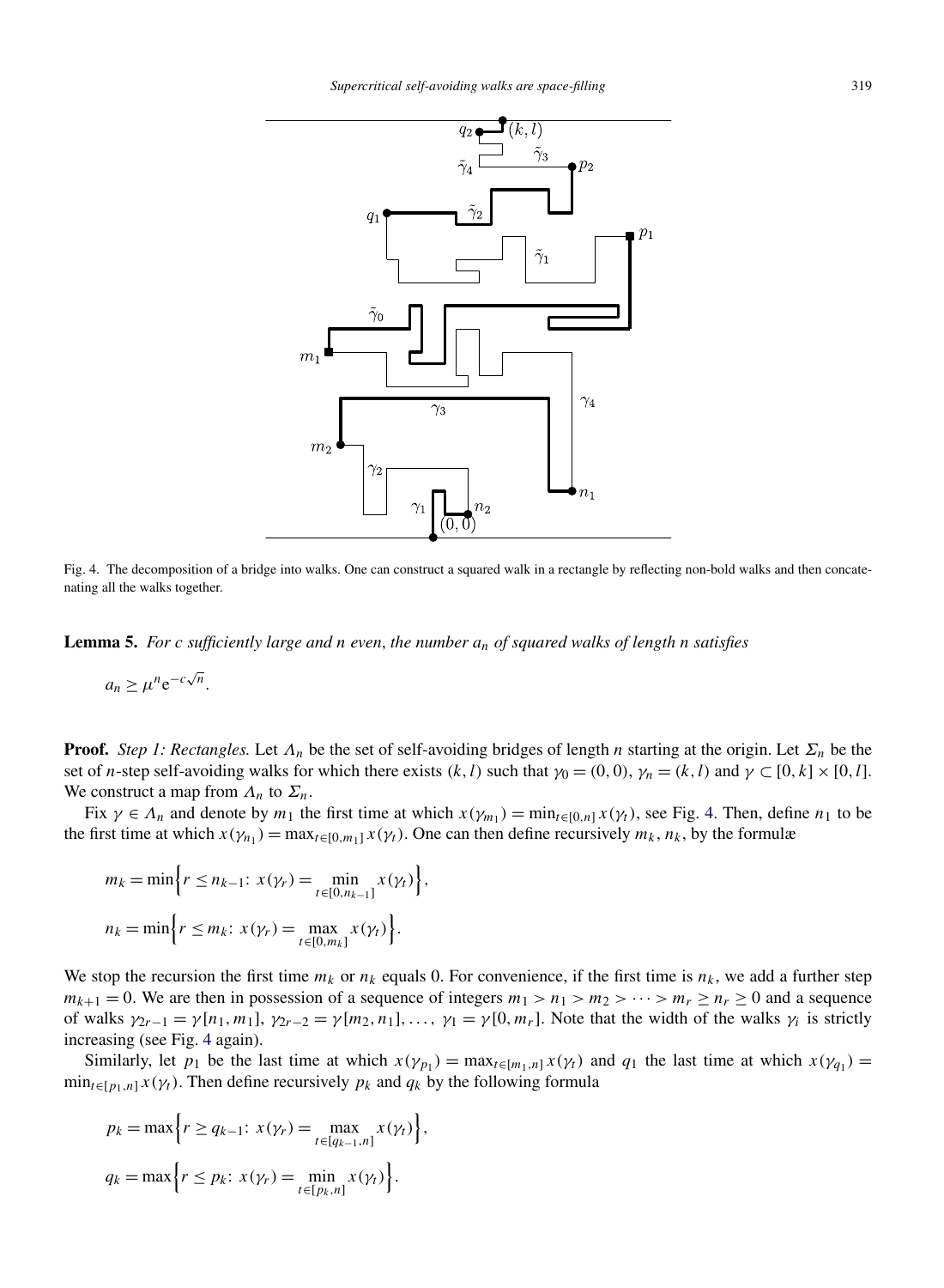Fig. 4. The decomposition of a bridge into walks. One can construct a squared walk in a rectangle by reflecting non-bold walks and then concatenating all the walks together.

**Lemma 5.** *For $c$ sufficiently large and $n$ even, the number $a_n$ of squared walks of length $n$ satisfies*

$$a_n \geq \mu^n e^{-c\sqrt{n}}.$$

**Proof.** *Step 1: Rectangles.* Let $\Lambda_n$ be the set of self-avoiding bridges of length $n$ starting at the origin. Let $\Sigma_n$ be the set of $n$-step self-avoiding walks for which there exists $(k, l)$ such that $\gamma_0 = (0, 0)$, $\gamma_n = (k, l)$ and $\gamma \subset [0, k] \times [0, l]$. We construct a map from $\Lambda_n$ to $\Sigma_n$.

Fix $\gamma \in \Lambda_n$ and denote by $m_1$ the first time at which $x(\gamma_{m_1}) = \min_{t \in [0,n]} x(\gamma_t)$, see Fig. 4. Then, define $n_1$ to be the first time at which $x(\gamma_{n_1}) = \max_{t \in [0,m_1]} x(\gamma_t)$. One can then define recursively $m_k$, $n_k$, by the formulæ

$$m_k = \min\Big\{r \leq n_{k-1}\colon\, x(\gamma_r) = \min_{t \in [0,n_{k-1}]} x(\gamma_t)\Big\},$$

$$n_k = \min\Big\{r \leq m_k\colon\, x(\gamma_r) = \max_{t \in [0,m_k]} x(\gamma_t)\Big\}.$$

We stop the recursion the first time $m_k$ or $n_k$ equals 0. For convenience, if the first time is $n_k$, we add a further step $m_{k+1} = 0$. We are then in possession of a sequence of integers $m_1 > n_1 > m_2 > \cdots > m_r \geq n_r \geq 0$ and a sequence of walks $\gamma_{2r-1} = \gamma[n_1, m_1]$, $\gamma_{2r-2} = \gamma[m_2, n_1], \ldots, \gamma_1 = \gamma[0, m_r]$. Note that the width of the walks $\gamma_i$ is strictly increasing (see Fig. 4 again).

Similarly, let $p_1$ be the last time at which $x(\gamma_{p_1}) = \max_{t \in [m_1,n]} x(\gamma_t)$ and $q_1$ the last time at which $x(\gamma_{q_1}) = \min_{t \in [p_1,n]} x(\gamma_t)$. Then define recursively $p_k$ and $q_k$ by the following formula

$$p_k = \max\Big\{r \geq q_{k-1}\colon\, x(\gamma_r) = \max_{t \in [q_{k-1},n]} x(\gamma_t)\Big\},$$

$$q_k = \max\Big\{r \leq p_k\colon\, x(\gamma_r) = \min_{t \in [p_k,n]} x(\gamma_t)\Big\}.$$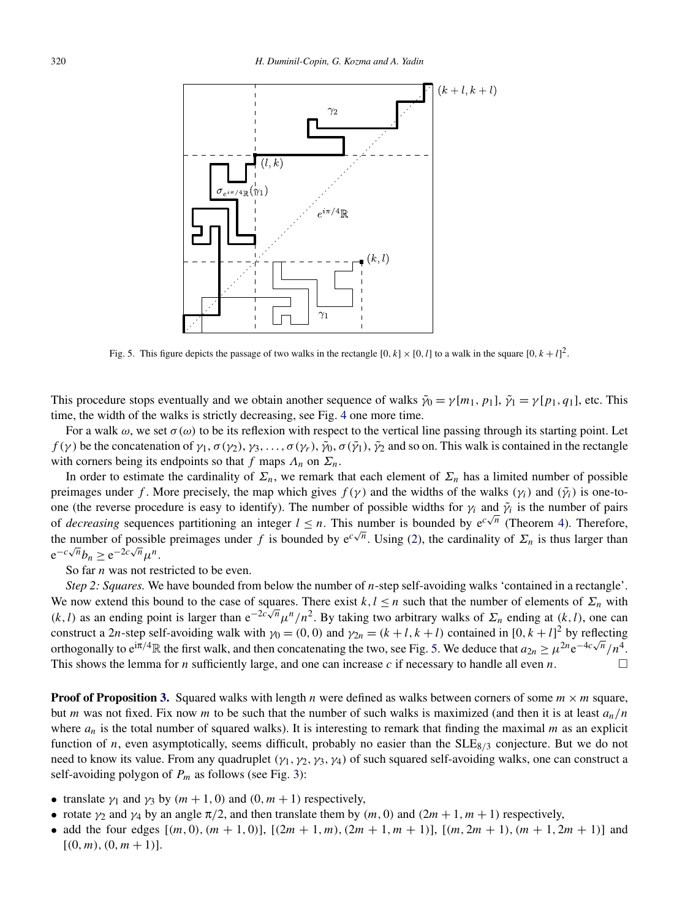Fig. 5. This figure depicts the passage of two walks in the rectangle $[0,k]\times[0,l]$ to a walk in the square $[0,k+l]^2$.

This procedure stops eventually and we obtain another sequence of walks $\tilde{\gamma}_0=\gamma[m_1,p_1]$, $\tilde{\gamma}_1=\gamma[p_1,q_1]$, etc. This time, the width of the walks is strictly decreasing, see Fig. 4 one more time.

For a walk $\omega$, we set $\sigma(\omega)$ to be its reflexion with respect to the vertical line passing through its starting point. Let $f(\gamma)$ be the concatenation of $\gamma_1,\sigma(\gamma_2),\gamma_3,\dots,\sigma(\gamma_r),\tilde{\gamma}_0,\sigma(\tilde{\gamma}_1),\tilde{\gamma}_2$ and so on. This walk is contained in the rectangle with corners being its endpoints so that $f$ maps $\Lambda_n$ on $\Sigma_n$.

In order to estimate the cardinality of $\Sigma_n$, we remark that each element of $\Sigma_n$ has a limited number of possible preimages under $f$. More precisely, the map which gives $f(\gamma)$ and the widths of the walks $(\gamma_i)$ and $(\tilde{\gamma}_i)$ is one-to-one (the reverse procedure is easy to identify). The number of possible widths for $\gamma_i$ and $\tilde{\gamma}_i$ is the number of pairs of *decreasing* sequences partitioning an integer $l\le n$. This number is bounded by $e^{c\sqrt{n}}$ (Theorem 4). Therefore, the number of possible preimages under $f$ is bounded by $e^{c\sqrt{n}}$. Using (2), the cardinality of $\Sigma_n$ is thus larger than $e^{-c\sqrt{n}}b_n\ge e^{-2c\sqrt{n}}\mu^n$.

So far $n$ was not restricted to be even.

*Step 2: Squares.* We have bounded from below the number of $n$-step self-avoiding walks 'contained in a rectangle'. We now extend this bound to the case of squares. There exist $k,l\le n$ such that the number of elements of $\Sigma_n$ with $(k,l)$ as an ending point is larger than $e^{-2c\sqrt{n}}\mu^n/n^2$. By taking two arbitrary walks of $\Sigma_n$ ending at $(k,l)$, one can construct a $2n$-step self-avoiding walk with $\gamma_0=(0,0)$ and $\gamma_{2n}=(k+l,k+l)$ contained in $[0,k+l]^2$ by reflecting orthogonally to $e^{i\pi/4}\mathbb{R}$ the first walk, and then concatenating the two, see Fig. 5. We deduce that $a_{2n}\ge\mu^{2n}e^{-4c\sqrt{n}}/n^4$. This shows the lemma for $n$ sufficiently large, and one can increase $c$ if necessary to handle all even $n$. □

**Proof of Proposition 3.** Squared walks with length $n$ were defined as walks between corners of some $m\times m$ square, but $m$ was not fixed. Fix now $m$ to be such that the number of such walks is maximized (and then it is at least $a_n/n$ where $a_n$ is the total number of squared walks). It is interesting to remark that finding the maximal $m$ as an explicit function of $n$, even asymptotically, seems difficult, probably no easier than the $\mathrm{SLE}_{8/3}$ conjecture. But we do not need to know its value. From any quadruplet $(\gamma_1,\gamma_2,\gamma_3,\gamma_4)$ of such squared self-avoiding walks, one can construct a self-avoiding polygon of $P_m$ as follows (see Fig. 3):

- translate $\gamma_1$ and $\gamma_3$ by $(m+1,0)$ and $(0,m+1)$ respectively,
- rotate $\gamma_2$ and $\gamma_4$ by an angle $\pi/2$, and then translate them by $(m,0)$ and $(2m+1,m+1)$ respectively,
- add the four edges $[(m,0),(m+1,0)]$, $[(2m+1,m),(2m+1,m+1)]$, $[(m,2m+1),(m+1,2m+1)]$ and $[(0,m),(0,m+1)]$.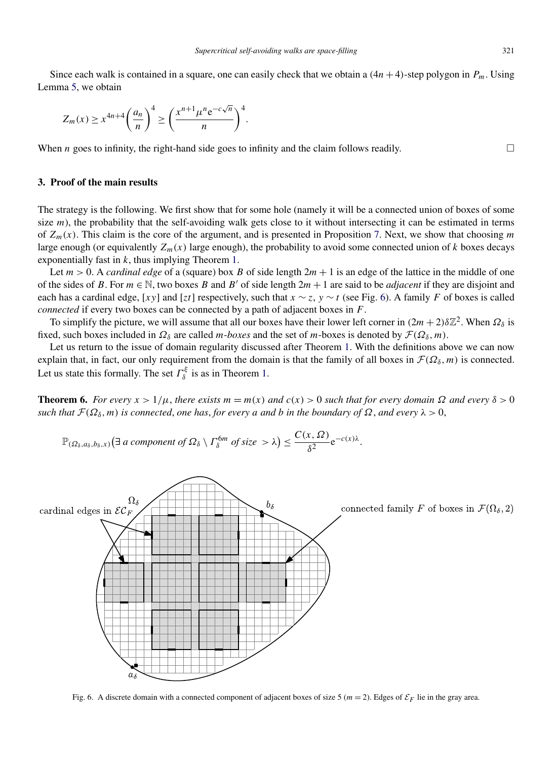Since each walk is contained in a square, one can easily check that we obtain a $(4n+4)$-step polygon in $P_m$. Using Lemma 5, we obtain

$$Z_m(x) \geq x^{4n+4}\left(\frac{a_n}{n}\right)^4 \geq \left(\frac{x^{n+1}\mu^n \mathrm{e}^{-c\sqrt{n}}}{n}\right)^4.$$

When $n$ goes to infinity, the right-hand side goes to infinity and the claim follows readily. □

## 3. Proof of the main results

The strategy is the following. We first show that for some hole (namely it will be a connected union of boxes of some size $m$), the probability that the self-avoiding walk gets close to it without intersecting it can be estimated in terms of $Z_m(x)$. This claim is the core of the argument, and is presented in Proposition 7. Next, we show that choosing $m$ large enough (or equivalently $Z_m(x)$ large enough), the probability to avoid some connected union of $k$ boxes decays exponentially fast in $k$, thus implying Theorem 1.

Let $m > 0$. A *cardinal edge* of a (square) box $B$ of side length $2m+1$ is an edge of the lattice in the middle of one of the sides of $B$. For $m \in \mathbb{N}$, two boxes $B$ and $B'$ of side length $2m+1$ are said to be *adjacent* if they are disjoint and each has a cardinal edge, $[xy]$ and $[zt]$ respectively, such that $x \sim z$, $y \sim t$ (see Fig. 6). A family $F$ of boxes is called *connected* if every two boxes can be connected by a path of adjacent boxes in $F$.

To simplify the picture, we will assume that all our boxes have their lower left corner in $(2m+2)\delta\mathbb{Z}^2$. When $\Omega_\delta$ is fixed, such boxes included in $\Omega_\delta$ are called *m-boxes* and the set of $m$-boxes is denoted by $\mathcal{F}(\Omega_\delta, m)$.

Let us return to the issue of domain regularity discussed after Theorem 1. With the definitions above we can now explain that, in fact, our only requirement from the domain is that the family of all boxes in $\mathcal{F}(\Omega_\delta, m)$ is connected. Let us state this formally. The set $\Gamma_\delta^\xi$ is as in Theorem 1.

**Theorem 6.** *For every $x > 1/\mu$, there exists $m = m(x)$ and $c(x) > 0$ such that for every domain $\Omega$ and every $\delta > 0$ such that $\mathcal{F}(\Omega_\delta, m)$ is connected, one has, for every $a$ and $b$ in the boundary of $\Omega$, and every $\lambda > 0$,*

$$\mathbb{P}_{(\Omega_\delta, a_\delta, b_\delta, x)}\big(\exists \text{ a component of } \Omega_\delta \setminus \Gamma_\delta^{6m} \text{ of size } > \lambda\big) \leq \frac{C(x,\Omega)}{\delta^2}\mathrm{e}^{-c(x)\lambda}.$$

Fig. 6. A discrete domain with a connected component of adjacent boxes of size 5 ($m = 2$). Edges of $\mathcal{E}_F$ lie in the gray area.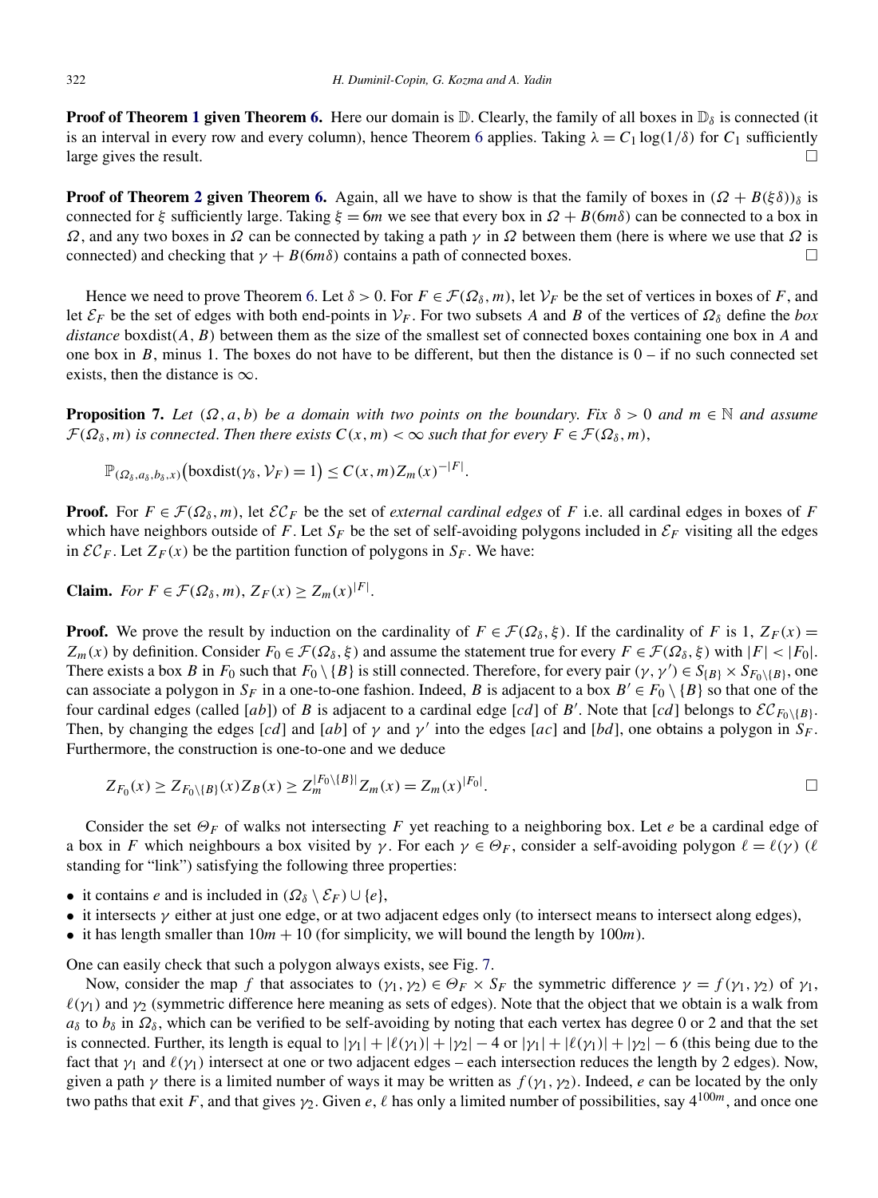**Proof of Theorem 1 given Theorem 6.** Here our domain is $\mathbb{D}$. Clearly, the family of all boxes in $\mathbb{D}_\delta$ is connected (it is an interval in every row and every column), hence Theorem 6 applies. Taking $\lambda = C_1 \log(1/\delta)$ for $C_1$ sufficiently large gives the result. □

**Proof of Theorem 2 given Theorem 6.** Again, all we have to show is that the family of boxes in $(\Omega + B(\xi\delta))_\delta$ is connected for $\xi$ sufficiently large. Taking $\xi = 6m$ we see that every box in $\Omega + B(6m\delta)$ can be connected to a box in $\Omega$, and any two boxes in $\Omega$ can be connected by taking a path $\gamma$ in $\Omega$ between them (here is where we use that $\Omega$ is connected) and checking that $\gamma + B(6m\delta)$ contains a path of connected boxes. □

Hence we need to prove Theorem 6. Let $\delta > 0$. For $F \in \mathcal{F}(\Omega_\delta, m)$, let $\mathcal{V}_F$ be the set of vertices in boxes of $F$, and let $\mathcal{E}_F$ be the set of edges with both end-points in $\mathcal{V}_F$. For two subsets $A$ and $B$ of the vertices of $\Omega_\delta$ define the *box distance* $\text{boxdist}(A, B)$ between them as the size of the smallest set of connected boxes containing one box in $A$ and one box in $B$, minus 1. The boxes do not have to be different, but then the distance is $0$ – if no such connected set exists, then the distance is $\infty$.

**Proposition 7.** *Let $(\Omega, a, b)$ be a domain with two points on the boundary. Fix $\delta > 0$ and $m \in \mathbb{N}$ and assume $\mathcal{F}(\Omega_\delta, m)$ is connected. Then there exists $C(x, m) < \infty$ such that for every $F \in \mathcal{F}(\Omega_\delta, m)$,*

$$\mathbb{P}_{(\Omega_\delta, a_\delta, b_\delta, x)}\big(\text{boxdist}(\gamma_\delta, \mathcal{V}_F) = 1\big) \le C(x, m) Z_m(x)^{-|F|}.$$

**Proof.** For $F \in \mathcal{F}(\Omega_\delta, m)$, let $\mathcal{EC}_F$ be the set of *external cardinal edges* of $F$ i.e. all cardinal edges in boxes of $F$ which have neighbors outside of $F$. Let $S_F$ be the set of self-avoiding polygons included in $\mathcal{E}_F$ visiting all the edges in $\mathcal{EC}_F$. Let $Z_F(x)$ be the partition function of polygons in $S_F$. We have:

**Claim.** *For $F \in \mathcal{F}(\Omega_\delta, m)$, $Z_F(x) \ge Z_m(x)^{|F|}$.*

**Proof.** We prove the result by induction on the cardinality of $F \in \mathcal{F}(\Omega_\delta, \xi)$. If the cardinality of $F$ is 1, $Z_F(x) = Z_m(x)$ by definition. Consider $F_0 \in \mathcal{F}(\Omega_\delta, \xi)$ and assume the statement true for every $F \in \mathcal{F}(\Omega_\delta, \xi)$ with $|F| < |F_0|$. There exists a box $B$ in $F_0$ such that $F_0 \setminus \{B\}$ is still connected. Therefore, for every pair $(\gamma, \gamma') \in S_{\{B\}} \times S_{F_0 \setminus \{B\}}$, one can associate a polygon in $S_F$ in a one-to-one fashion. Indeed, $B$ is adjacent to a box $B' \in F_0 \setminus \{B\}$ so that one of the four cardinal edges (called $[ab]$) of $B$ is adjacent to a cardinal edge $[cd]$ of $B'$. Note that $[cd]$ belongs to $\mathcal{EC}_{F_0 \setminus \{B\}}$. Then, by changing the edges $[cd]$ and $[ab]$ of $\gamma$ and $\gamma'$ into the edges $[ac]$ and $[bd]$, one obtains a polygon in $S_F$. Furthermore, the construction is one-to-one and we deduce

$$Z_{F_0}(x) \ge Z_{F_0 \setminus \{B\}}(x) Z_B(x) \ge Z_m^{|F_0 \setminus \{B\}|} Z_m(x) = Z_m(x)^{|F_0|}.$$ □

Consider the set $\Theta_F$ of walks not intersecting $F$ yet reaching to a neighboring box. Let $e$ be a cardinal edge of a box in $F$ which neighbours a box visited by $\gamma$. For each $\gamma \in \Theta_F$, consider a self-avoiding polygon $\ell = \ell(\gamma)$ ($\ell$ standing for "link") satisfying the following three properties:

- it contains $e$ and is included in $(\Omega_\delta \setminus \mathcal{E}_F) \cup \{e\}$,
- it intersects $\gamma$ either at just one edge, or at two adjacent edges only (to intersect means to intersect along edges),
- it has length smaller than $10m + 10$ (for simplicity, we will bound the length by $100m$).

One can easily check that such a polygon always exists, see Fig. 7.

Now, consider the map $f$ that associates to $(\gamma_1, \gamma_2) \in \Theta_F \times S_F$ the symmetric difference $\gamma = f(\gamma_1, \gamma_2)$ of $\gamma_1$, $\ell(\gamma_1)$ and $\gamma_2$ (symmetric difference here meaning as sets of edges). Note that the object that we obtain is a walk from $a_\delta$ to $b_\delta$ in $\Omega_\delta$, which can be verified to be self-avoiding by noting that each vertex has degree 0 or 2 and that the set is connected. Further, its length is equal to $|\gamma_1| + |\ell(\gamma_1)| + |\gamma_2| - 4$ or $|\gamma_1| + |\ell(\gamma_1)| + |\gamma_2| - 6$ (this being due to the fact that $\gamma_1$ and $\ell(\gamma_1)$ intersect at one or two adjacent edges – each intersection reduces the length by 2 edges). Now, given a path $\gamma$ there is a limited number of ways it may be written as $f(\gamma_1, \gamma_2)$. Indeed, $e$ can be located by the only two paths that exit $F$, and that gives $\gamma_2$. Given $e$, $\ell$ has only a limited number of possibilities, say $4^{100m}$, and once one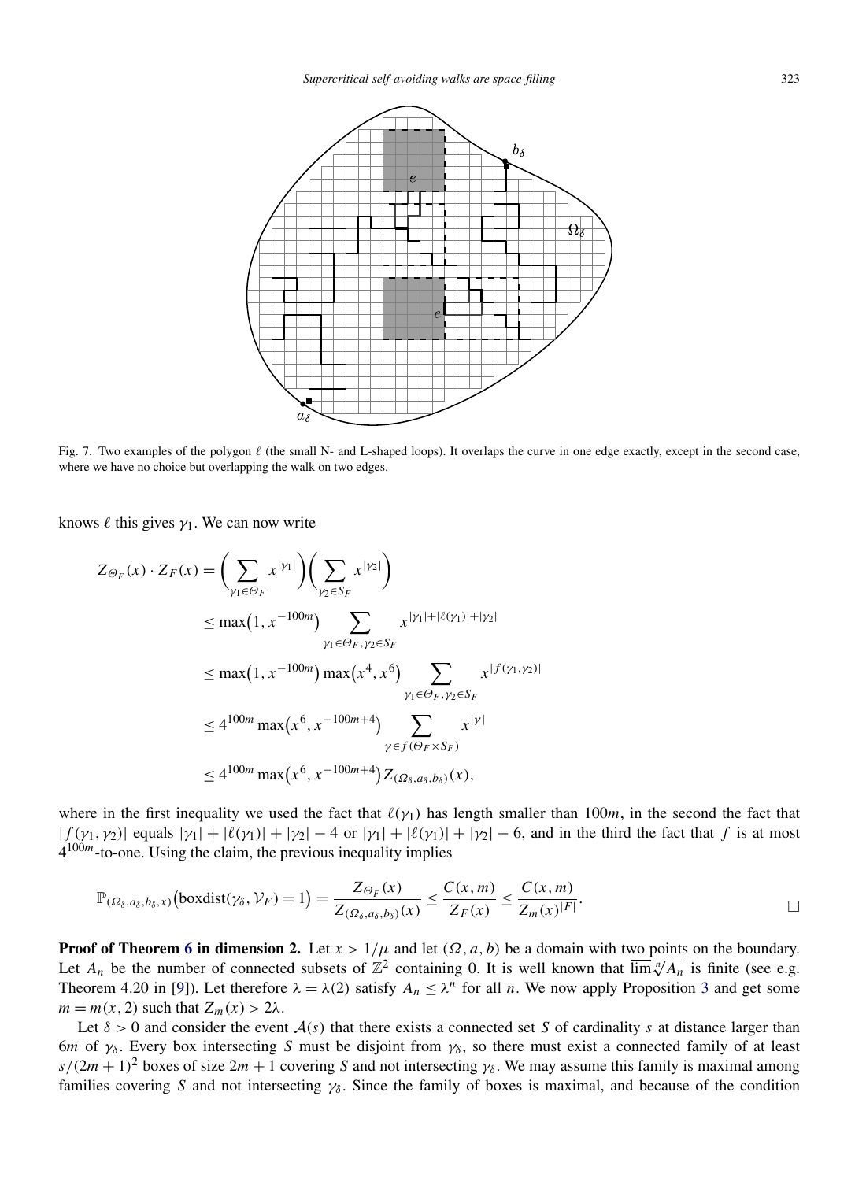Fig. 7. Two examples of the polygon $\ell$ (the small N- and L-shaped loops). It overlaps the curve in one edge exactly, except in the second case, where we have no choice but overlapping the walk on two edges.

knows $\ell$ this gives $\gamma_1$. We can now write

$$
\begin{aligned}
Z_{\Theta_F}(x) \cdot Z_F(x) &= \Big(\sum_{\gamma_1 \in \Theta_F} x^{|\gamma_1|}\Big)\Big(\sum_{\gamma_2 \in S_F} x^{|\gamma_2|}\Big) \\
&\le \max\big(1, x^{-100m}\big) \sum_{\gamma_1 \in \Theta_F, \gamma_2 \in S_F} x^{|\gamma_1|+|\ell(\gamma_1)|+|\gamma_2|} \\
&\le \max\big(1, x^{-100m}\big) \max\big(x^4, x^6\big) \sum_{\gamma_1 \in \Theta_F, \gamma_2 \in S_F} x^{|f(\gamma_1,\gamma_2)|} \\
&\le 4^{100m} \max\big(x^6, x^{-100m+4}\big) \sum_{\gamma \in f(\Theta_F \times S_F)} x^{|\gamma|} \\
&\le 4^{100m} \max\big(x^6, x^{-100m+4}\big) Z_{(\Omega_\delta, a_\delta, b_\delta)}(x),
\end{aligned}
$$

where in the first inequality we used the fact that $\ell(\gamma_1)$ has length smaller than $100m$, in the second the fact that $|f(\gamma_1, \gamma_2)|$ equals $|\gamma_1| + |\ell(\gamma_1)| + |\gamma_2| - 4$ or $|\gamma_1| + |\ell(\gamma_1)| + |\gamma_2| - 6$, and in the third the fact that $f$ is at most $4^{100m}$-to-one. Using the claim, the previous inequality implies

$$
\mathbb{P}_{(\Omega_\delta, a_\delta, b_\delta, x)}\big(\text{boxdist}(\gamma_\delta, \mathcal{V}_F) = 1\big) = \frac{Z_{\Theta_F}(x)}{Z_{(\Omega_\delta, a_\delta, b_\delta)}(x)} \le \frac{C(x,m)}{Z_F(x)} \le \frac{C(x,m)}{Z_m(x)^{|F|}}. \qquad \square
$$

**Proof of Theorem 6 in dimension 2.** Let $x > 1/\mu$ and let $(\Omega, a, b)$ be a domain with two points on the boundary. Let $A_n$ be the number of connected subsets of $\mathbb{Z}^2$ containing 0. It is well known that $\overline{\lim} \sqrt[n]{A_n}$ is finite (see e.g. Theorem 4.20 in [9]). Let therefore $\lambda = \lambda(2)$ satisfy $A_n \le \lambda^n$ for all $n$. We now apply Proposition 3 and get some $m = m(x, 2)$ such that $Z_m(x) > 2\lambda$.

Let $\delta > 0$ and consider the event $\mathcal{A}(s)$ that there exists a connected set $S$ of cardinality $s$ at distance larger than $6m$ of $\gamma_\delta$. Every box intersecting $S$ must be disjoint from $\gamma_\delta$, so there must exist a connected family of at least $s/(2m+1)^2$ boxes of size $2m+1$ covering $S$ and not intersecting $\gamma_\delta$. We may assume this family is maximal among families covering $S$ and not intersecting $\gamma_\delta$. Since the family of boxes is maximal, and because of the condition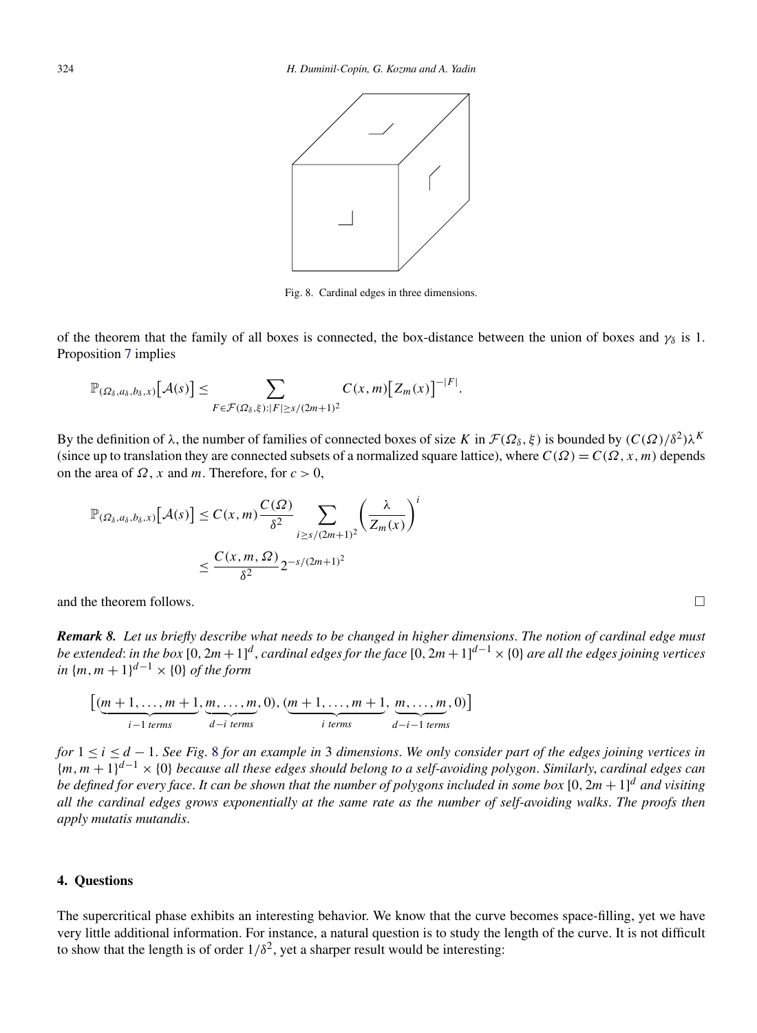Fig. 8. Cardinal edges in three dimensions.

of the theorem that the family of all boxes is connected, the box-distance between the union of boxes and $\gamma_\delta$ is 1. Proposition 7 implies

$$\mathbb{P}_{(\Omega_\delta,a_\delta,b_\delta,x)}\big[\mathcal{A}(s)\big] \le \sum_{F\in\mathcal{F}(\Omega_\delta,\xi):|F|\ge s/(2m+1)^2} C(x,m)\big[Z_m(x)\big]^{-|F|}.$$

By the definition of $\lambda$, the number of families of connected boxes of size $K$ in $\mathcal{F}(\Omega_\delta,\xi)$ is bounded by $(C(\Omega)/\delta^2)\lambda^K$ (since up to translation they are connected subsets of a normalized square lattice), where $C(\Omega)=C(\Omega,x,m)$ depends on the area of $\Omega$, $x$ and $m$. Therefore, for $c>0$,

$$\mathbb{P}_{(\Omega_\delta,a_\delta,b_\delta,x)}\big[\mathcal{A}(s)\big] \le C(x,m)\frac{C(\Omega)}{\delta^2}\sum_{i\ge s/(2m+1)^2}\left(\frac{\lambda}{Z_m(x)}\right)^i \le \frac{C(x,m,\Omega)}{\delta^2}2^{-s/(2m+1)^2}$$

and the theorem follows. □

***Remark 8.*** *Let us briefly describe what needs to be changed in higher dimensions. The notion of cardinal edge must be extended: in the box $[0,2m+1]^d$, cardinal edges for the face $[0,2m+1]^{d-1}\times\{0\}$ are all the edges joining vertices in $\{m,m+1\}^{d-1}\times\{0\}$ of the form*

$$\big[(\underbrace{m+1,\dots,m+1}_{i-1\ \text{terms}},\underbrace{m,\dots,m}_{d-i\ \text{terms}},0),(\underbrace{m+1,\dots,m+1}_{i\ \text{terms}},\underbrace{m,\dots,m}_{d-i-1\ \text{terms}},0)\big]$$

*for $1\le i\le d-1$. See Fig. 8 for an example in 3 dimensions. We only consider part of the edges joining vertices in $\{m,m+1\}^{d-1}\times\{0\}$ because all these edges should belong to a self-avoiding polygon. Similarly, cardinal edges can be defined for every face. It can be shown that the number of polygons included in some box $[0,2m+1]^d$ and visiting all the cardinal edges grows exponentially at the same rate as the number of self-avoiding walks. The proofs then apply mutatis mutandis.*

## 4. Questions

The supercritical phase exhibits an interesting behavior. We know that the curve becomes space-filling, yet we have very little additional information. For instance, a natural question is to study the length of the curve. It is not difficult to show that the length is of order $1/\delta^2$, yet a sharper result would be interesting: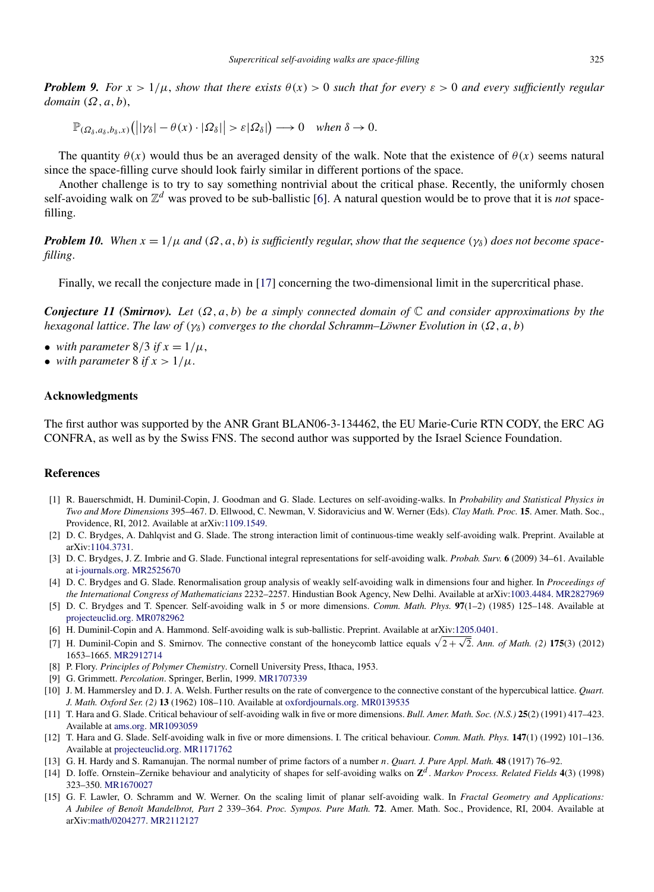***Problem 9.*** *For $x > 1/\mu$, show that there exists $\theta(x) > 0$ such that for every $\varepsilon > 0$ and every sufficiently regular domain $(\Omega, a, b)$,*

$$\mathbb{P}_{(\Omega_\delta, a_\delta, b_\delta, x)}\big(\big||\gamma_\delta| - \theta(x) \cdot |\Omega_\delta|\big| > \varepsilon|\Omega_\delta|\big) \longrightarrow 0 \quad \text{when } \delta \to 0.$$

The quantity $\theta(x)$ would thus be an averaged density of the walk. Note that the existence of $\theta(x)$ seems natural since the space-filling curve should look fairly similar in different portions of the space.

Another challenge is to try to say something nontrivial about the critical phase. Recently, the uniformly chosen self-avoiding walk on $\mathbb{Z}^d$ was proved to be sub-ballistic [6]. A natural question would be to prove that it is *not* space-filling.

***Problem 10.*** *When $x = 1/\mu$ and $(\Omega, a, b)$ is sufficiently regular, show that the sequence $(\gamma_\delta)$ does not become space-filling.*

Finally, we recall the conjecture made in [17] concerning the two-dimensional limit in the supercritical phase.

***Conjecture 11 (Smirnov).*** *Let $(\Omega, a, b)$ be a simply connected domain of $\mathbb{C}$ and consider approximations by the hexagonal lattice. The law of $(\gamma_\delta)$ converges to the chordal Schramm–Löwner Evolution in $(\Omega, a, b)$*

- *with parameter $8/3$ if $x = 1/\mu$,*
- *with parameter $8$ if $x > 1/\mu$.*

## Acknowledgments

The first author was supported by the ANR Grant BLAN06-3-134462, the EU Marie-Curie RTN CODY, the ERC AG CONFRA, as well as by the Swiss FNS. The second author was supported by the Israel Science Foundation.

## References

[1] R. Bauerschmidt, H. Duminil-Copin, J. Goodman and G. Slade. Lectures on self-avoiding-walks. In *Probability and Statistical Physics in Two and More Dimensions* 395–467. D. Ellwood, C. Newman, V. Sidoravicius and W. Werner (Eds). *Clay Math. Proc.* **15**. Amer. Math. Soc., Providence, RI, 2012. Available at arXiv:1109.1549.

[2] D. C. Brydges, A. Dahlqvist and G. Slade. The strong interaction limit of continuous-time weakly self-avoiding walk. Preprint. Available at arXiv:1104.3731.

[3] D. C. Brydges, J. Z. Imbrie and G. Slade. Functional integral representations for self-avoiding walk. *Probab. Surv.* **6** (2009) 34–61. Available at i-journals.org. MR2525670

[4] D. C. Brydges and G. Slade. Renormalisation group analysis of weakly self-avoiding walk in dimensions four and higher. In *Proceedings of the International Congress of Mathematicians* 2232–2257. Hindustian Book Agency, New Delhi. Available at arXiv:1003.4484. MR2827969

[5] D. C. Brydges and T. Spencer. Self-avoiding walk in 5 or more dimensions. *Comm. Math. Phys.* **97**(1–2) (1985) 125–148. Available at projecteuclid.org. MR0782962

[6] H. Duminil-Copin and A. Hammond. Self-avoiding walk is sub-ballistic. Preprint. Available at arXiv:1205.0401.

[7] H. Duminil-Copin and S. Smirnov. The connective constant of the honeycomb lattice equals $\sqrt{2+\sqrt{2}}$. *Ann. of Math. (2)* **175**(3) (2012) 1653–1665. MR2912714

[8] P. Flory. *Principles of Polymer Chemistry*. Cornell University Press, Ithaca, 1953.

[9] G. Grimmett. *Percolation*. Springer, Berlin, 1999. MR1707339

[10] J. M. Hammersley and D. J. A. Welsh. Further results on the rate of convergence to the connective constant of the hypercubical lattice. *Quart. J. Math. Oxford Ser. (2)* **13** (1962) 108–110. Available at oxfordjournals.org. MR0139535

[11] T. Hara and G. Slade. Critical behaviour of self-avoiding walk in five or more dimensions. *Bull. Amer. Math. Soc. (N.S.)* **25**(2) (1991) 417–423. Available at ams.org. MR1093059

[12] T. Hara and G. Slade. Self-avoiding walk in five or more dimensions. I. The critical behaviour. *Comm. Math. Phys.* **147**(1) (1992) 101–136. Available at projecteuclid.org. MR1171762

[13] G. H. Hardy and S. Ramanujan. The normal number of prime factors of a number $n$. *Quart. J. Pure Appl. Math.* **48** (1917) 76–92.

[14] D. Ioffe. Ornstein–Zernike behaviour and analyticity of shapes for self-avoiding walks on $\mathbf{Z}^d$. *Markov Process. Related Fields* **4**(3) (1998) 323–350. MR1670027

[15] G. F. Lawler, O. Schramm and W. Werner. On the scaling limit of planar self-avoiding walk. In *Fractal Geometry and Applications: A Jubilee of Benoît Mandelbrot, Part 2* 339–364. *Proc. Sympos. Pure Math.* **72**. Amer. Math. Soc., Providence, RI, 2004. Available at arXiv:math/0204277. MR2112127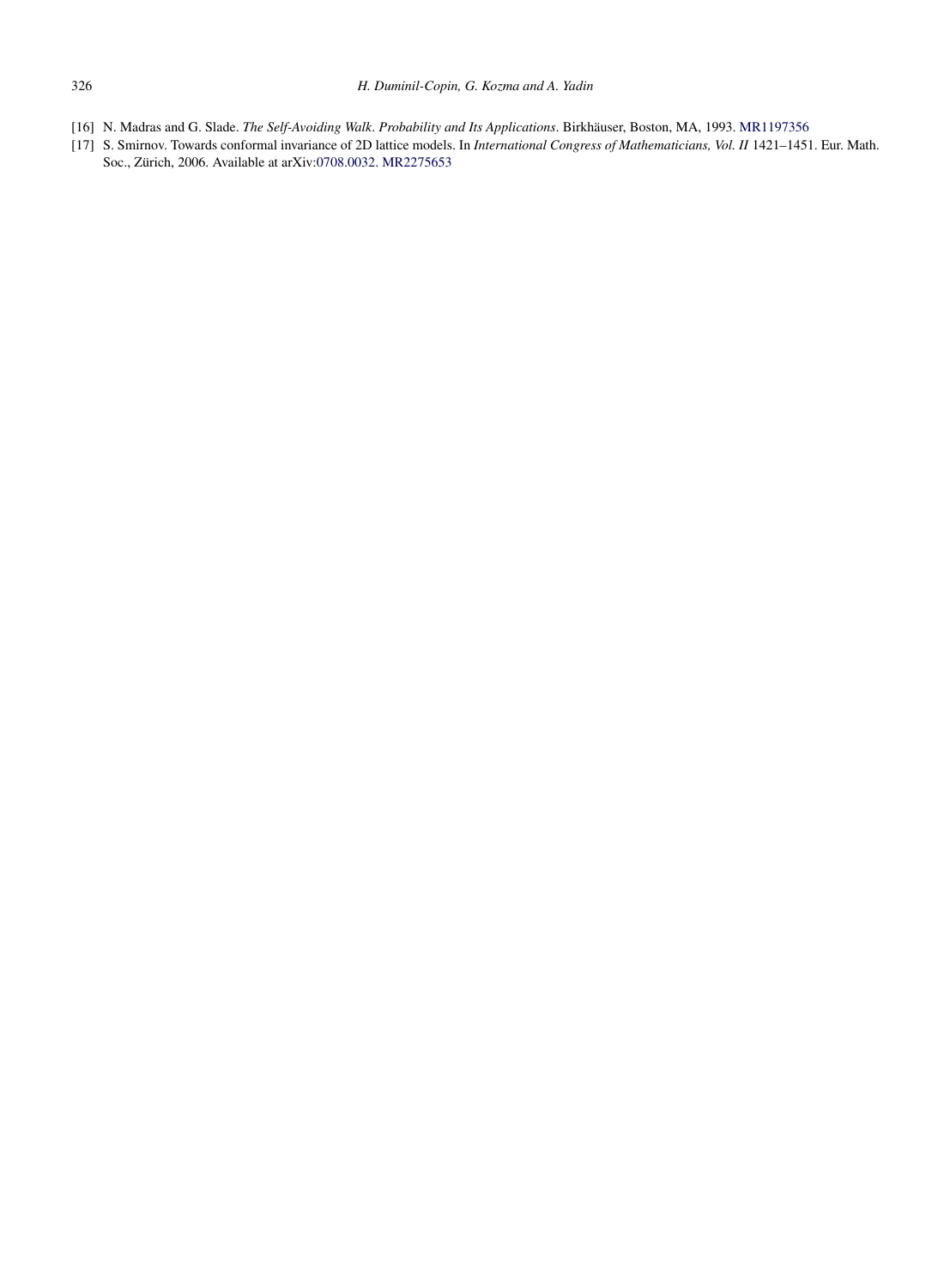[16] N. Madras and G. Slade. *The Self-Avoiding Walk*. *Probability and Its Applications*. Birkhäuser, Boston, MA, 1993. MR1197356

[17] S. Smirnov. Towards conformal invariance of 2D lattice models. In *International Congress of Mathematicians, Vol. II* 1421–1451. Eur. Math. Soc., Zürich, 2006. Available at arXiv:0708.0032. MR2275653